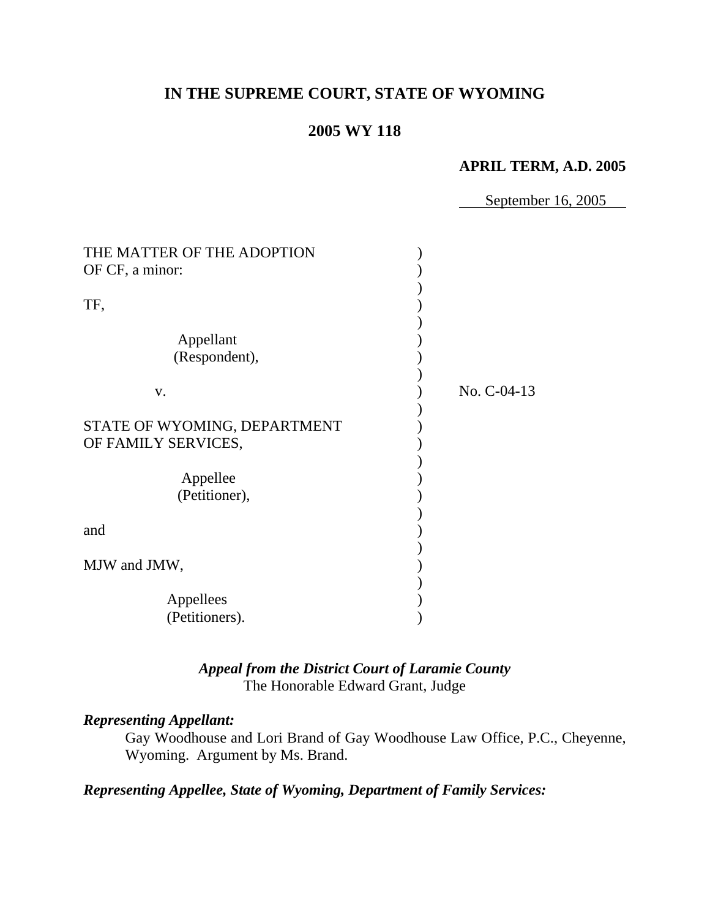# IN THE SUPREME COURT, STATE OF WYOMING

## 2005 WY 118

**APRIL TERM, A.D. 2005**

September 16, 2005

| | | |
|---|---|---|
| THE MATTER OF THE ADOPTION OF CF, a minor: | ) | |
| | ) | |
| TF, | ) | |
| | ) | |
| Appellant (Respondent), | ) | |
| | ) | |
| v. | ) | No. C-04-13 |
| | ) | |
| STATE OF WYOMING, DEPARTMENT OF FAMILY SERVICES, | ) | |
| | ) | |
| Appellee (Petitioner), | ) | |
| | ) | |
| and | ) | |
| | ) | |
| MJW and JMW, | ) | |
| | ) | |
| Appellees (Petitioners). | ) | |

***Appeal from the District Court of Laramie County***
The Honorable Edward Grant, Judge

***Representing Appellant:***

Gay Woodhouse and Lori Brand of Gay Woodhouse Law Office, P.C., Cheyenne, Wyoming. Argument by Ms. Brand.

***Representing Appellee, State of Wyoming, Department of Family Services:***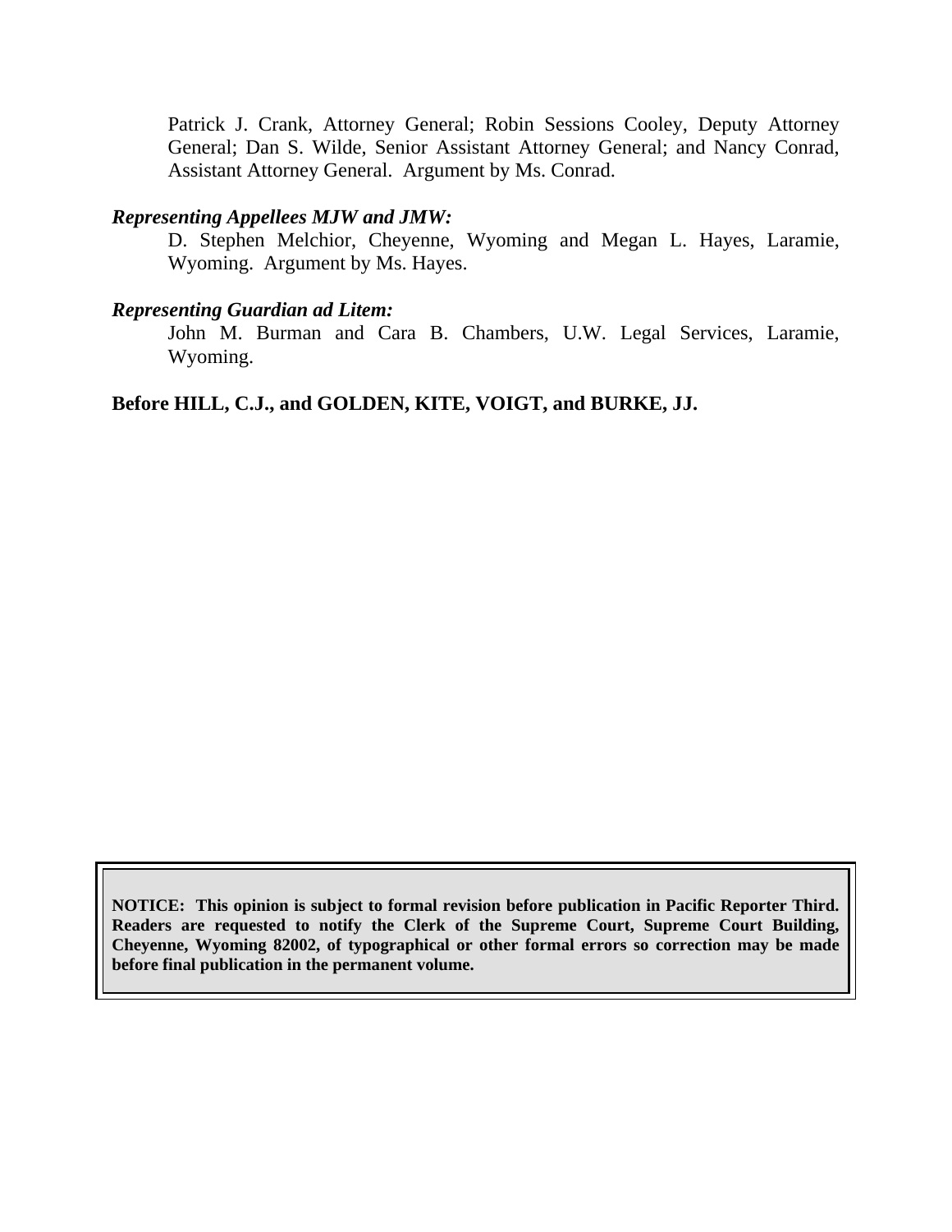Patrick J. Crank, Attorney General; Robin Sessions Cooley, Deputy Attorney General; Dan S. Wilde, Senior Assistant Attorney General; and Nancy Conrad, Assistant Attorney General. Argument by Ms. Conrad.

***Representing Appellees MJW and JMW:***

D. Stephen Melchior, Cheyenne, Wyoming and Megan L. Hayes, Laramie, Wyoming. Argument by Ms. Hayes.

***Representing Guardian ad Litem:***

John M. Burman and Cara B. Chambers, U.W. Legal Services, Laramie, Wyoming.

**Before HILL, C.J., and GOLDEN, KITE, VOIGT, and BURKE, JJ.**

**NOTICE: This opinion is subject to formal revision before publication in Pacific Reporter Third. Readers are requested to notify the Clerk of the Supreme Court, Supreme Court Building, Cheyenne, Wyoming 82002, of typographical or other formal errors so correction may be made before final publication in the permanent volume.**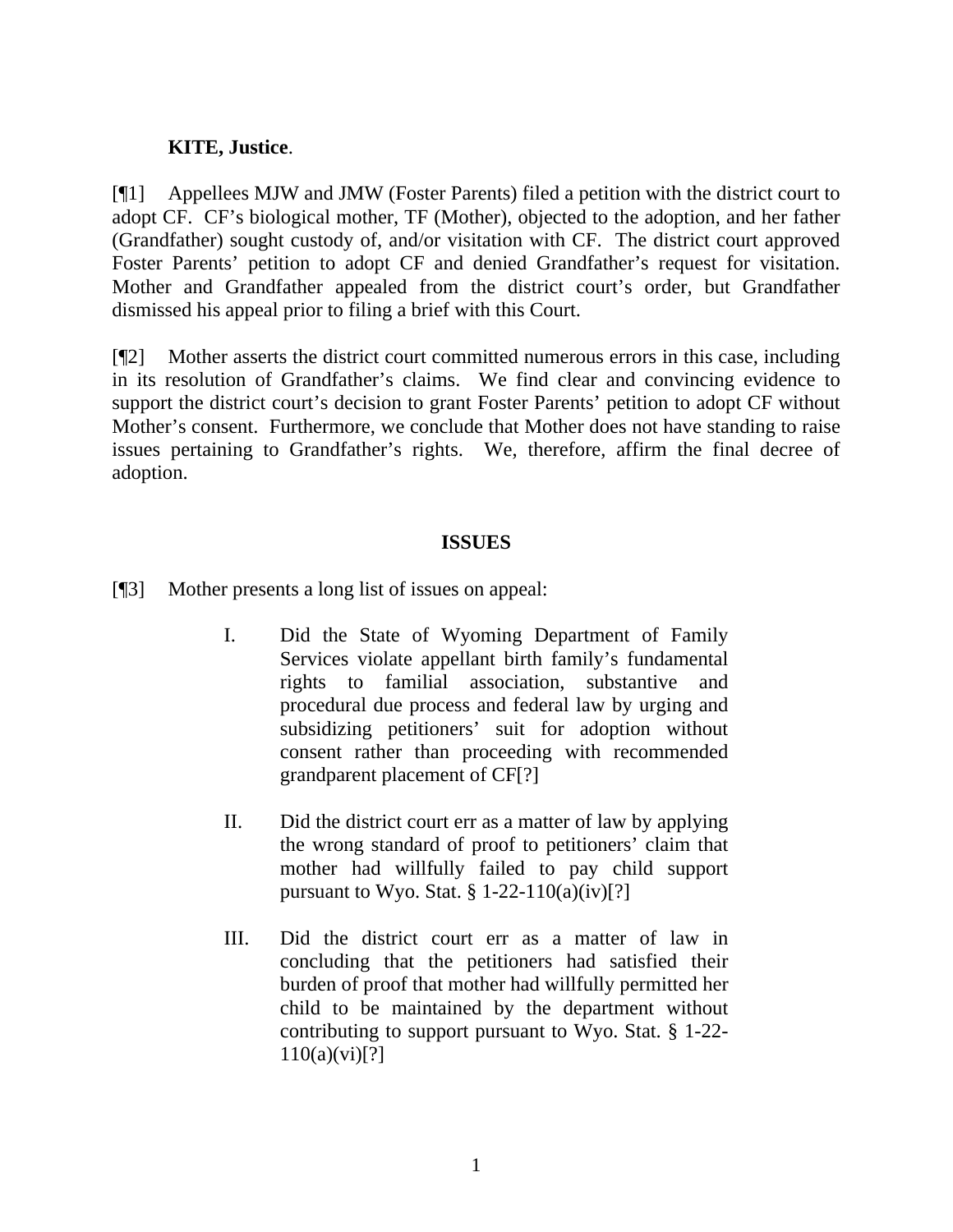**KITE, Justice**.

[¶1] Appellees MJW and JMW (Foster Parents) filed a petition with the district court to adopt CF. CF's biological mother, TF (Mother), objected to the adoption, and her father (Grandfather) sought custody of, and/or visitation with CF. The district court approved Foster Parents' petition to adopt CF and denied Grandfather's request for visitation. Mother and Grandfather appealed from the district court's order, but Grandfather dismissed his appeal prior to filing a brief with this Court.

[¶2] Mother asserts the district court committed numerous errors in this case, including in its resolution of Grandfather's claims. We find clear and convincing evidence to support the district court's decision to grant Foster Parents' petition to adopt CF without Mother's consent. Furthermore, we conclude that Mother does not have standing to raise issues pertaining to Grandfather's rights. We, therefore, affirm the final decree of adoption.

## ISSUES

[¶3] Mother presents a long list of issues on appeal:

> I. Did the State of Wyoming Department of Family Services violate appellant birth family's fundamental rights to familial association, substantive and procedural due process and federal law by urging and subsidizing petitioners' suit for adoption without consent rather than proceeding with recommended grandparent placement of CF[?]
>
> II. Did the district court err as a matter of law by applying the wrong standard of proof to petitioners' claim that mother had willfully failed to pay child support pursuant to Wyo. Stat. § 1-22-110(a)(iv)[?]
>
> III. Did the district court err as a matter of law in concluding that the petitioners had satisfied their burden of proof that mother had willfully permitted her child to be maintained by the department without contributing to support pursuant to Wyo. Stat. § 1-22-110(a)(vi)[?]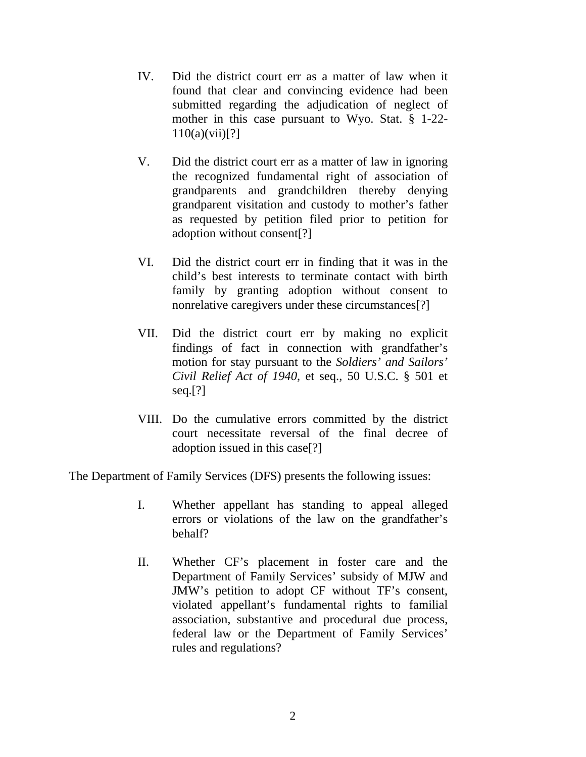IV. Did the district court err as a matter of law when it found that clear and convincing evidence had been submitted regarding the adjudication of neglect of mother in this case pursuant to Wyo. Stat. § 1-22-110(a)(vii)[?]

V. Did the district court err as a matter of law in ignoring the recognized fundamental right of association of grandparents and grandchildren thereby denying grandparent visitation and custody to mother's father as requested by petition filed prior to petition for adoption without consent[?]

VI. Did the district court err in finding that it was in the child's best interests to terminate contact with birth family by granting adoption without consent to nonrelative caregivers under these circumstances[?]

VII. Did the district court err by making no explicit findings of fact in connection with grandfather's motion for stay pursuant to the *Soldiers' and Sailors' Civil Relief Act of 1940*, et seq., 50 U.S.C. § 501 et seq.[?]

VIII. Do the cumulative errors committed by the district court necessitate reversal of the final decree of adoption issued in this case[?]

The Department of Family Services (DFS) presents the following issues:

I. Whether appellant has standing to appeal alleged errors or violations of the law on the grandfather's behalf?

II. Whether CF's placement in foster care and the Department of Family Services' subsidy of MJW and JMW's petition to adopt CF without TF's consent, violated appellant's fundamental rights to familial association, substantive and procedural due process, federal law or the Department of Family Services' rules and regulations?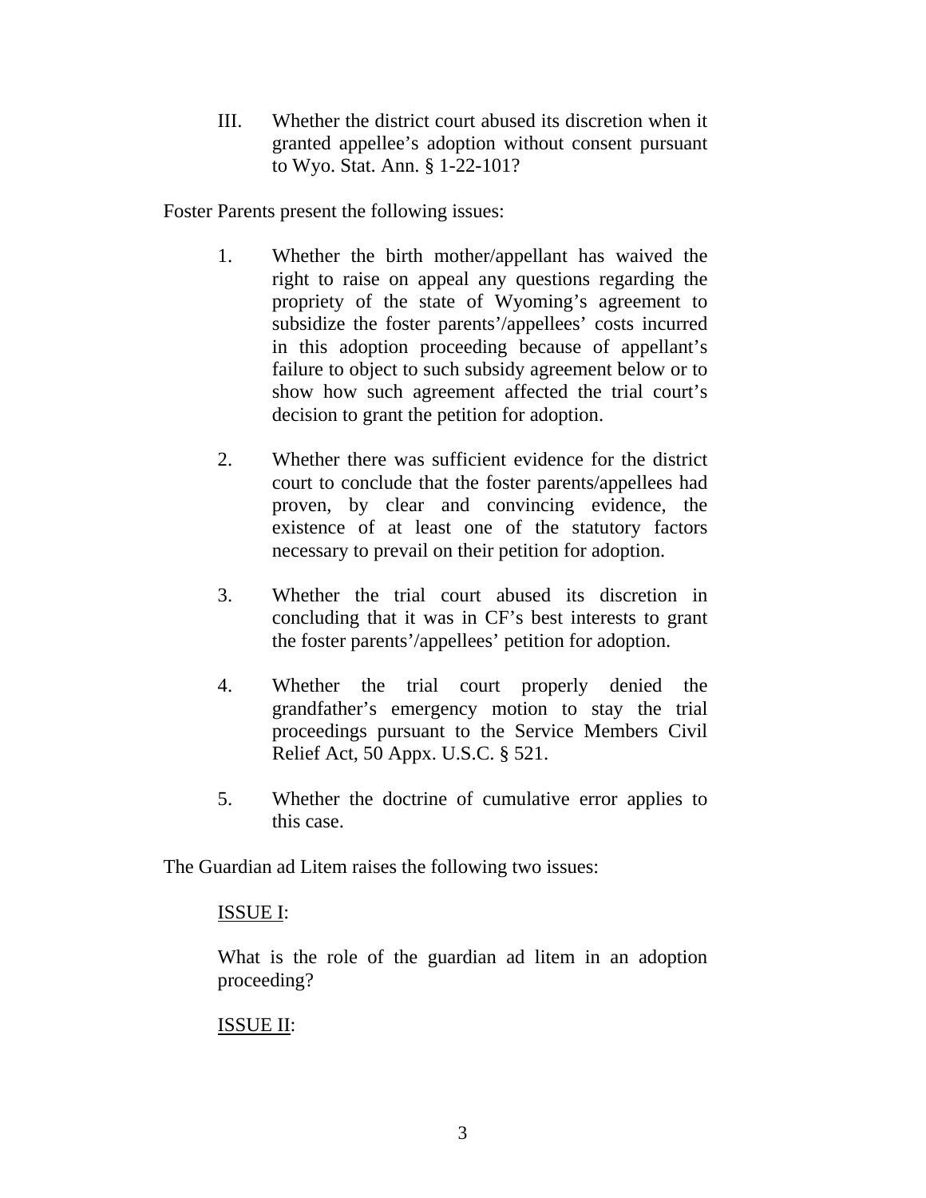III. Whether the district court abused its discretion when it granted appellee's adoption without consent pursuant to Wyo. Stat. Ann. § 1-22-101?

Foster Parents present the following issues:

1. Whether the birth mother/appellant has waived the right to raise on appeal any questions regarding the propriety of the state of Wyoming's agreement to subsidize the foster parents'/appellees' costs incurred in this adoption proceeding because of appellant's failure to object to such subsidy agreement below or to show how such agreement affected the trial court's decision to grant the petition for adoption.

2. Whether there was sufficient evidence for the district court to conclude that the foster parents/appellees had proven, by clear and convincing evidence, the existence of at least one of the statutory factors necessary to prevail on their petition for adoption.

3. Whether the trial court abused its discretion in concluding that it was in CF's best interests to grant the foster parents'/appellees' petition for adoption.

4. Whether the trial court properly denied the grandfather's emergency motion to stay the trial proceedings pursuant to the Service Members Civil Relief Act, 50 Appx. U.S.C. § 521.

5. Whether the doctrine of cumulative error applies to this case.

The Guardian ad Litem raises the following two issues:

<u>ISSUE I</u>:

What is the role of the guardian ad litem in an adoption proceeding?

<u>ISSUE II</u>: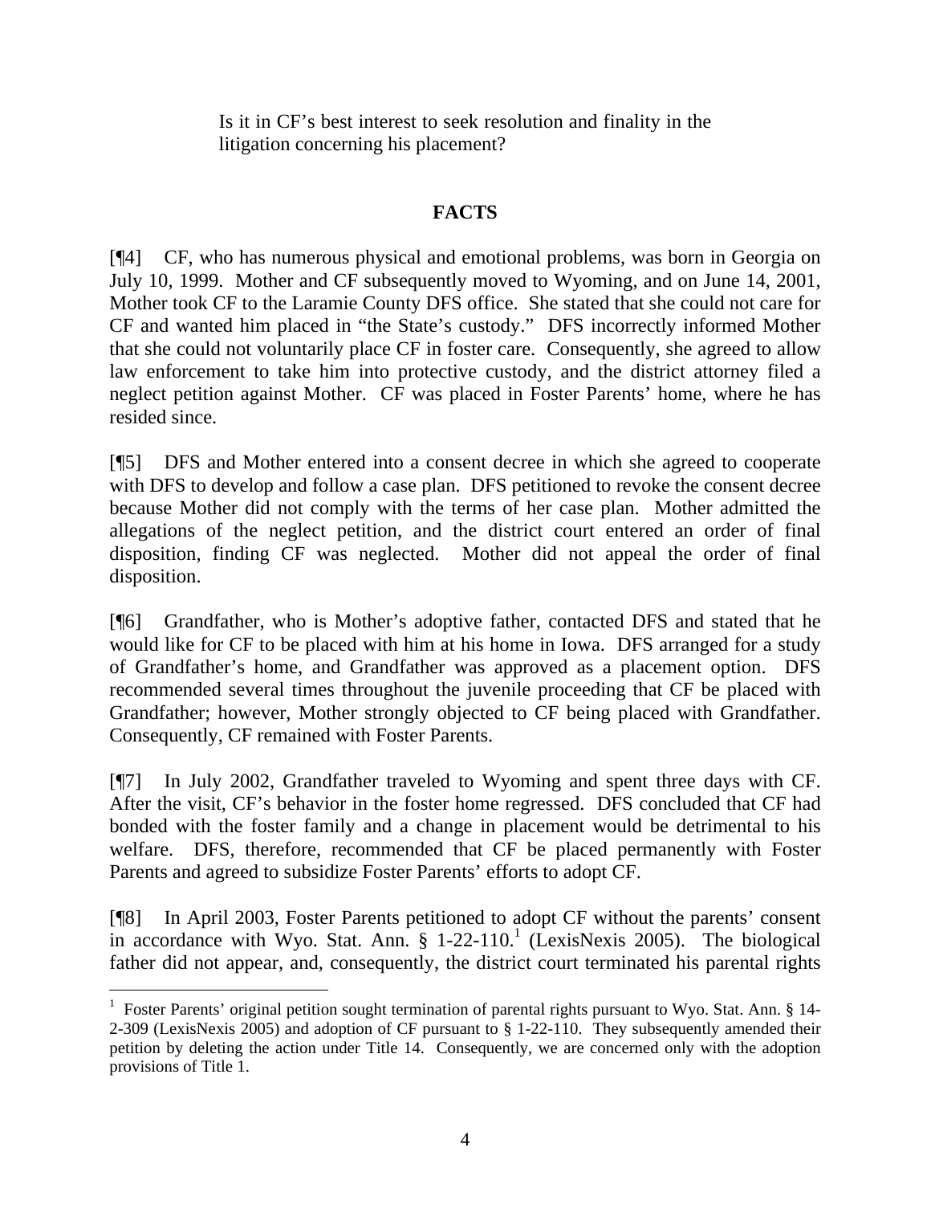Is it in CF's best interest to seek resolution and finality in the litigation concerning his placement?

## FACTS

[¶4] CF, who has numerous physical and emotional problems, was born in Georgia on July 10, 1999. Mother and CF subsequently moved to Wyoming, and on June 14, 2001, Mother took CF to the Laramie County DFS office. She stated that she could not care for CF and wanted him placed in "the State's custody." DFS incorrectly informed Mother that she could not voluntarily place CF in foster care. Consequently, she agreed to allow law enforcement to take him into protective custody, and the district attorney filed a neglect petition against Mother. CF was placed in Foster Parents' home, where he has resided since.

[¶5] DFS and Mother entered into a consent decree in which she agreed to cooperate with DFS to develop and follow a case plan. DFS petitioned to revoke the consent decree because Mother did not comply with the terms of her case plan. Mother admitted the allegations of the neglect petition, and the district court entered an order of final disposition, finding CF was neglected. Mother did not appeal the order of final disposition.

[¶6] Grandfather, who is Mother's adoptive father, contacted DFS and stated that he would like for CF to be placed with him at his home in Iowa. DFS arranged for a study of Grandfather's home, and Grandfather was approved as a placement option. DFS recommended several times throughout the juvenile proceeding that CF be placed with Grandfather; however, Mother strongly objected to CF being placed with Grandfather. Consequently, CF remained with Foster Parents.

[¶7] In July 2002, Grandfather traveled to Wyoming and spent three days with CF. After the visit, CF's behavior in the foster home regressed. DFS concluded that CF had bonded with the foster family and a change in placement would be detrimental to his welfare. DFS, therefore, recommended that CF be placed permanently with Foster Parents and agreed to subsidize Foster Parents' efforts to adopt CF.

[¶8] In April 2003, Foster Parents petitioned to adopt CF without the parents' consent in accordance with Wyo. Stat. Ann. § 1-22-110.[1] (LexisNexis 2005). The biological father did not appear, and, consequently, the district court terminated his parental rights

[1] Foster Parents' original petition sought termination of parental rights pursuant to Wyo. Stat. Ann. § 14-2-309 (LexisNexis 2005) and adoption of CF pursuant to § 1-22-110. They subsequently amended their petition by deleting the action under Title 14. Consequently, we are concerned only with the adoption provisions of Title 1.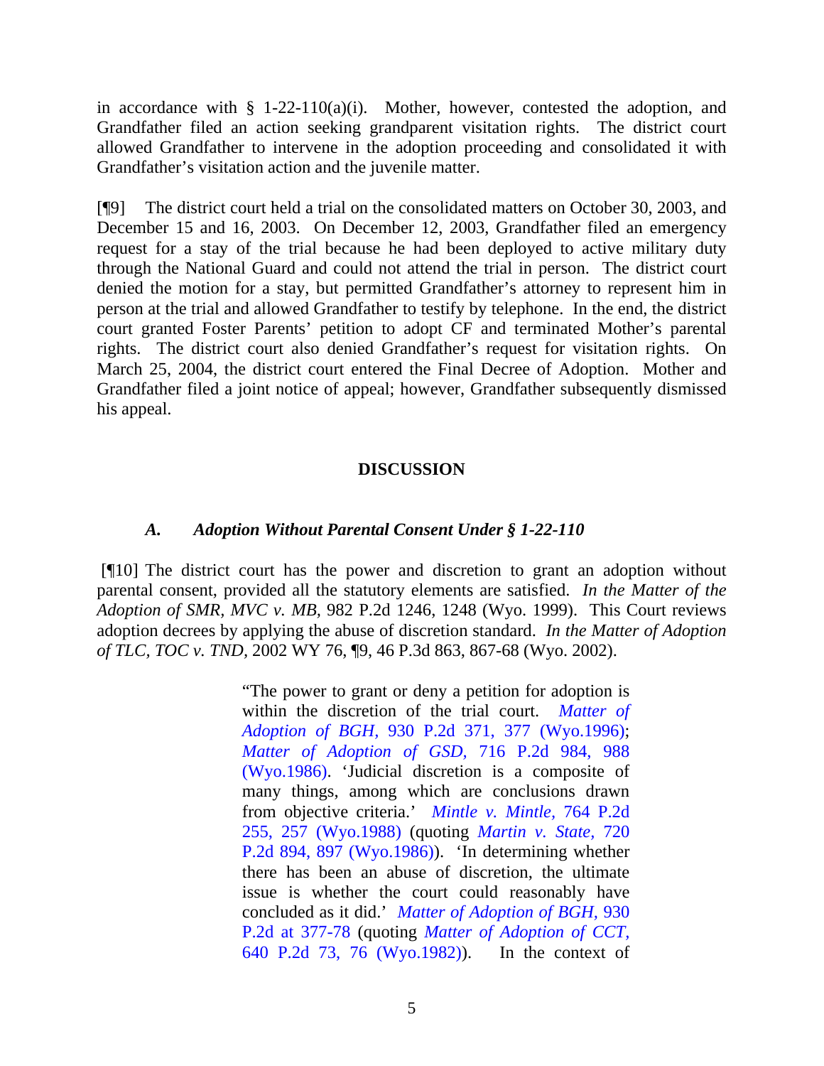in accordance with § 1-22-110(a)(i). Mother, however, contested the adoption, and Grandfather filed an action seeking grandparent visitation rights. The district court allowed Grandfather to intervene in the adoption proceeding and consolidated it with Grandfather's visitation action and the juvenile matter.

[¶9] The district court held a trial on the consolidated matters on October 30, 2003, and December 15 and 16, 2003. On December 12, 2003, Grandfather filed an emergency request for a stay of the trial because he had been deployed to active military duty through the National Guard and could not attend the trial in person. The district court denied the motion for a stay, but permitted Grandfather's attorney to represent him in person at the trial and allowed Grandfather to testify by telephone. In the end, the district court granted Foster Parents' petition to adopt CF and terminated Mother's parental rights. The district court also denied Grandfather's request for visitation rights. On March 25, 2004, the district court entered the Final Decree of Adoption. Mother and Grandfather filed a joint notice of appeal; however, Grandfather subsequently dismissed his appeal.

## DISCUSSION

### *A. Adoption Without Parental Consent Under § 1-22-110*

[¶10] The district court has the power and discretion to grant an adoption without parental consent, provided all the statutory elements are satisfied. *In the Matter of the Adoption of SMR, MVC v. MB*, 982 P.2d 1246, 1248 (Wyo. 1999). This Court reviews adoption decrees by applying the abuse of discretion standard. *In the Matter of Adoption of TLC, TOC v. TND,* 2002 WY 76, ¶9, 46 P.3d 863, 867-68 (Wyo. 2002).

> "The power to grant or deny a petition for adoption is within the discretion of the trial court. *Matter of Adoption of BGH*, 930 P.2d 371, 377 (Wyo.1996); *Matter of Adoption of GSD*, 716 P.2d 984, 988 (Wyo.1986). 'Judicial discretion is a composite of many things, among which are conclusions drawn from objective criteria.' *Mintle v. Mintle*, 764 P.2d 255, 257 (Wyo.1988) (quoting *Martin v. State*, 720 P.2d 894, 897 (Wyo.1986)). 'In determining whether there has been an abuse of discretion, the ultimate issue is whether the court could reasonably have concluded as it did.' *Matter of Adoption of BGH*, 930 P.2d at 377-78 (quoting *Matter of Adoption of CCT*, 640 P.2d 73, 76 (Wyo.1982)). In the context of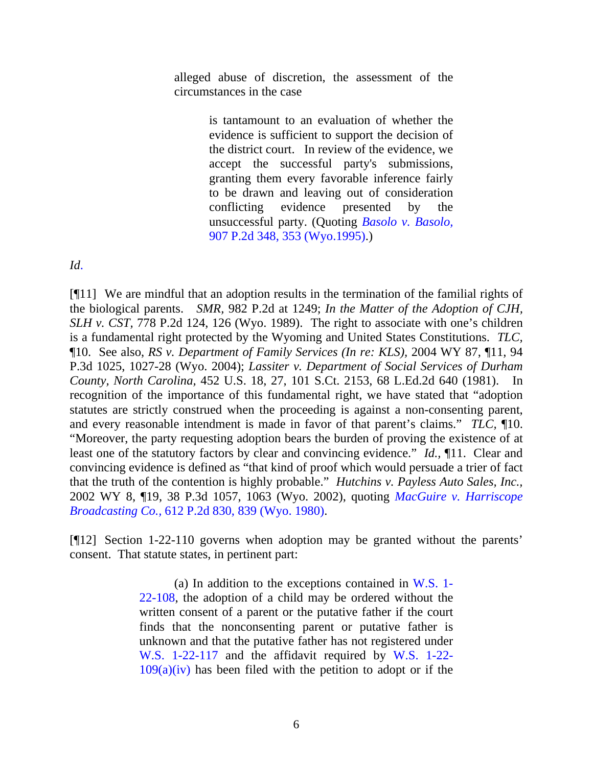> alleged abuse of discretion, the assessment of the circumstances in the case
>
> > is tantamount to an evaluation of whether the evidence is sufficient to support the decision of the district court. In review of the evidence, we accept the successful party's submissions, granting them every favorable inference fairly to be drawn and leaving out of consideration conflicting evidence presented by the unsuccessful party. (Quoting *Basolo v. Basolo*, 907 P.2d 348, 353 (Wyo.1995).)

*Id*.

[¶11] We are mindful that an adoption results in the termination of the familial rights of the biological parents. *SMR*, 982 P.2d at 1249; *In the Matter of the Adoption of CJH, SLH v. CST*, 778 P.2d 124, 126 (Wyo. 1989). The right to associate with one's children is a fundamental right protected by the Wyoming and United States Constitutions. *TLC*, ¶10. See also, *RS v. Department of Family Services (In re: KLS)*, 2004 WY 87, ¶11, 94 P.3d 1025, 1027-28 (Wyo. 2004); *Lassiter v. Department of Social Services of Durham County, North Carolina*, 452 U.S. 18, 27, 101 S.Ct. 2153, 68 L.Ed.2d 640 (1981). In recognition of the importance of this fundamental right, we have stated that "adoption statutes are strictly construed when the proceeding is against a non-consenting parent, and every reasonable intendment is made in favor of that parent's claims." *TLC*, ¶10. "Moreover, the party requesting adoption bears the burden of proving the existence of at least one of the statutory factors by clear and convincing evidence." *Id.*, ¶11. Clear and convincing evidence is defined as "that kind of proof which would persuade a trier of fact that the truth of the contention is highly probable." *Hutchins v. Payless Auto Sales, Inc.*, 2002 WY 8, ¶19, 38 P.3d 1057, 1063 (Wyo. 2002), quoting *MacGuire v. Harriscope Broadcasting Co.*, 612 P.2d 830, 839 (Wyo. 1980).

[¶12] Section 1-22-110 governs when adoption may be granted without the parents' consent. That statute states, in pertinent part:

> (a) In addition to the exceptions contained in W.S. 1-22-108, the adoption of a child may be ordered without the written consent of a parent or the putative father if the court finds that the nonconsenting parent or putative father is unknown and that the putative father has not registered under W.S. 1-22-117 and the affidavit required by W.S. 1-22-109(a)(iv) has been filed with the petition to adopt or if the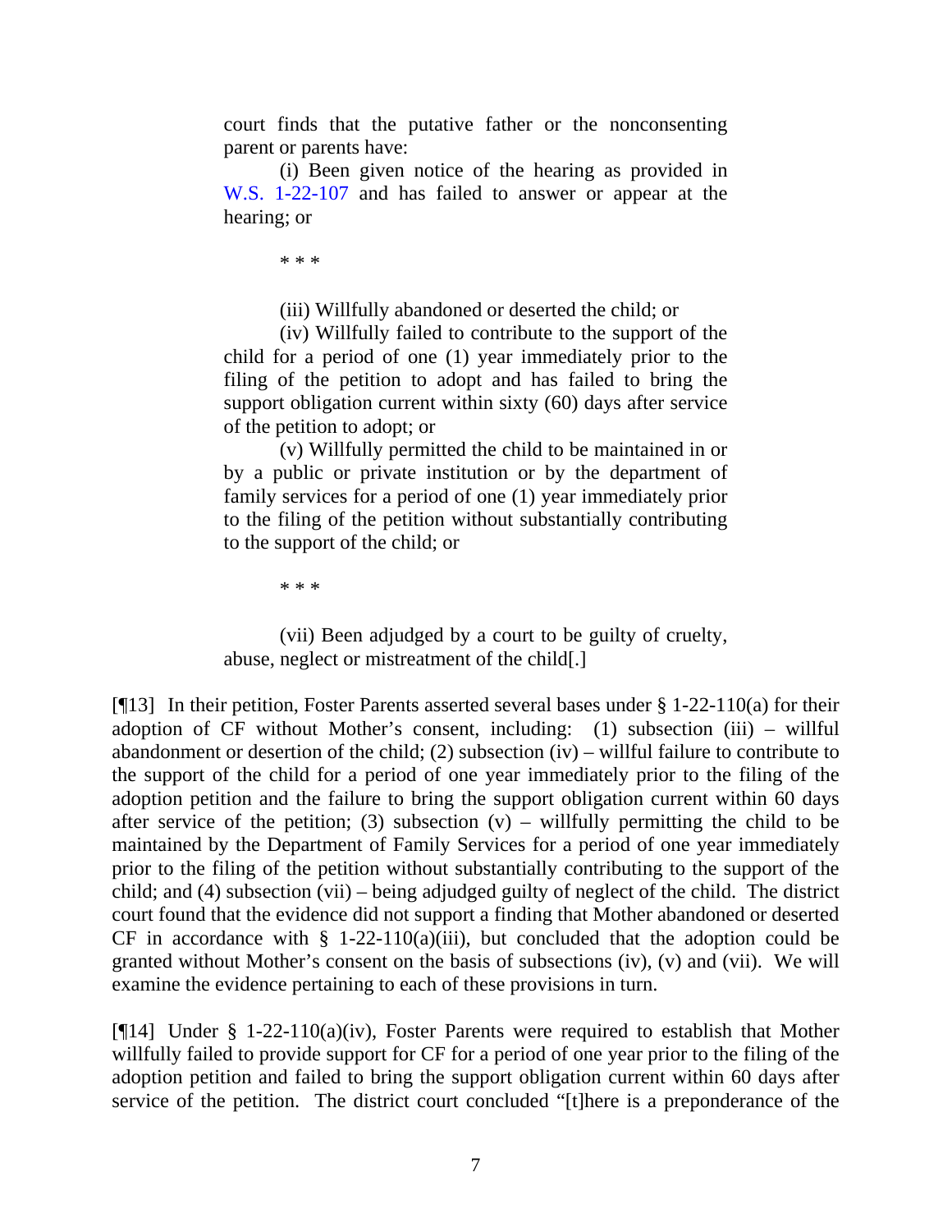court finds that the putative father or the nonconsenting parent or parents have:

> (i) Been given notice of the hearing as provided in W.S. 1-22-107 and has failed to answer or appear at the hearing; or
>
> * * *
>
> (iii) Willfully abandoned or deserted the child; or
>
> (iv) Willfully failed to contribute to the support of the child for a period of one (1) year immediately prior to the filing of the petition to adopt and has failed to bring the support obligation current within sixty (60) days after service of the petition to adopt; or
>
> (v) Willfully permitted the child to be maintained in or by a public or private institution or by the department of family services for a period of one (1) year immediately prior to the filing of the petition without substantially contributing to the support of the child; or
>
> * * *
>
> (vii) Been adjudged by a court to be guilty of cruelty, abuse, neglect or mistreatment of the child[.]

[¶13] In their petition, Foster Parents asserted several bases under § 1-22-110(a) for their adoption of CF without Mother's consent, including: (1) subsection (iii) – willful abandonment or desertion of the child; (2) subsection (iv) – willful failure to contribute to the support of the child for a period of one year immediately prior to the filing of the adoption petition and the failure to bring the support obligation current within 60 days after service of the petition; (3) subsection (v) – willfully permitting the child to be maintained by the Department of Family Services for a period of one year immediately prior to the filing of the petition without substantially contributing to the support of the child; and (4) subsection (vii) – being adjudged guilty of neglect of the child. The district court found that the evidence did not support a finding that Mother abandoned or deserted CF in accordance with § 1-22-110(a)(iii), but concluded that the adoption could be granted without Mother's consent on the basis of subsections (iv), (v) and (vii). We will examine the evidence pertaining to each of these provisions in turn.

[¶14] Under § 1-22-110(a)(iv), Foster Parents were required to establish that Mother willfully failed to provide support for CF for a period of one year prior to the filing of the adoption petition and failed to bring the support obligation current within 60 days after service of the petition. The district court concluded "[t]here is a preponderance of the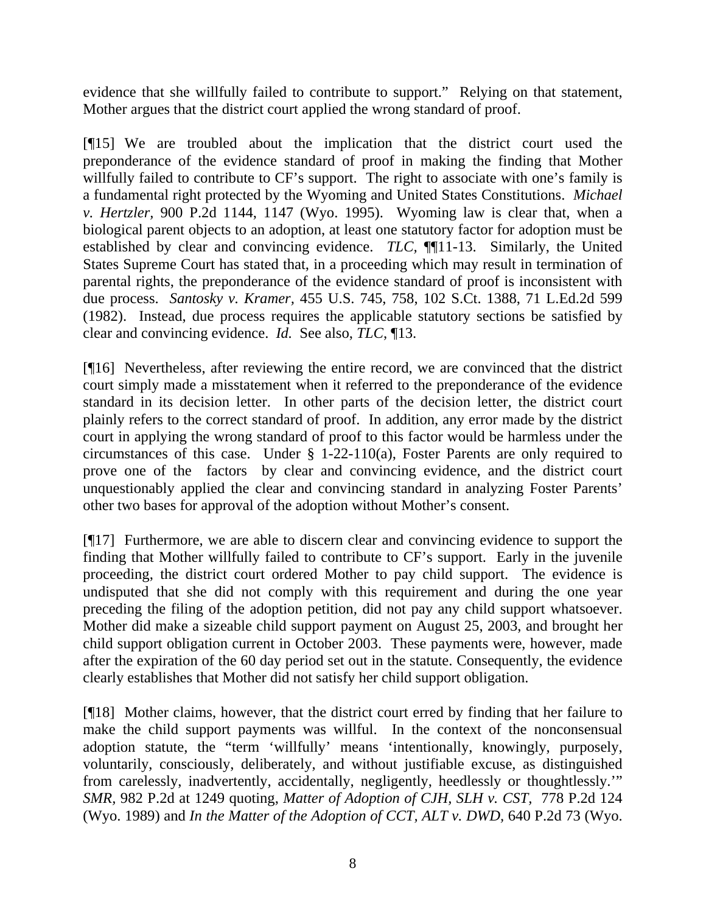evidence that she willfully failed to contribute to support." Relying on that statement, Mother argues that the district court applied the wrong standard of proof.

[¶15] We are troubled about the implication that the district court used the preponderance of the evidence standard of proof in making the finding that Mother willfully failed to contribute to CF's support. The right to associate with one's family is a fundamental right protected by the Wyoming and United States Constitutions. *Michael v. Hertzler,* 900 P.2d 1144, 1147 (Wyo. 1995). Wyoming law is clear that, when a biological parent objects to an adoption, at least one statutory factor for adoption must be established by clear and convincing evidence. *TLC,* ¶¶11-13. Similarly, the United States Supreme Court has stated that, in a proceeding which may result in termination of parental rights, the preponderance of the evidence standard of proof is inconsistent with due process. *Santosky v. Kramer,* 455 U.S. 745, 758, 102 S.Ct. 1388, 71 L.Ed.2d 599 (1982). Instead, due process requires the applicable statutory sections be satisfied by clear and convincing evidence. *Id.* See also, *TLC*, ¶13.

[¶16] Nevertheless, after reviewing the entire record, we are convinced that the district court simply made a misstatement when it referred to the preponderance of the evidence standard in its decision letter. In other parts of the decision letter, the district court plainly refers to the correct standard of proof. In addition, any error made by the district court in applying the wrong standard of proof to this factor would be harmless under the circumstances of this case. Under § 1-22-110(a), Foster Parents are only required to prove one of the factors by clear and convincing evidence, and the district court unquestionably applied the clear and convincing standard in analyzing Foster Parents' other two bases for approval of the adoption without Mother's consent.

[¶17] Furthermore, we are able to discern clear and convincing evidence to support the finding that Mother willfully failed to contribute to CF's support. Early in the juvenile proceeding, the district court ordered Mother to pay child support. The evidence is undisputed that she did not comply with this requirement and during the one year preceding the filing of the adoption petition, did not pay any child support whatsoever. Mother did make a sizeable child support payment on August 25, 2003, and brought her child support obligation current in October 2003. These payments were, however, made after the expiration of the 60 day period set out in the statute. Consequently, the evidence clearly establishes that Mother did not satisfy her child support obligation.

[¶18] Mother claims, however, that the district court erred by finding that her failure to make the child support payments was willful. In the context of the nonconsensual adoption statute, the "term 'willfully' means 'intentionally, knowingly, purposely, voluntarily, consciously, deliberately, and without justifiable excuse, as distinguished from carelessly, inadvertently, accidentally, negligently, heedlessly or thoughtlessly.'" *SMR*, 982 P.2d at 1249 quoting, *Matter of Adoption of CJH, SLH v. CST,* 778 P.2d 124 (Wyo. 1989) and *In the Matter of the Adoption of CCT, ALT v. DWD,* 640 P.2d 73 (Wyo.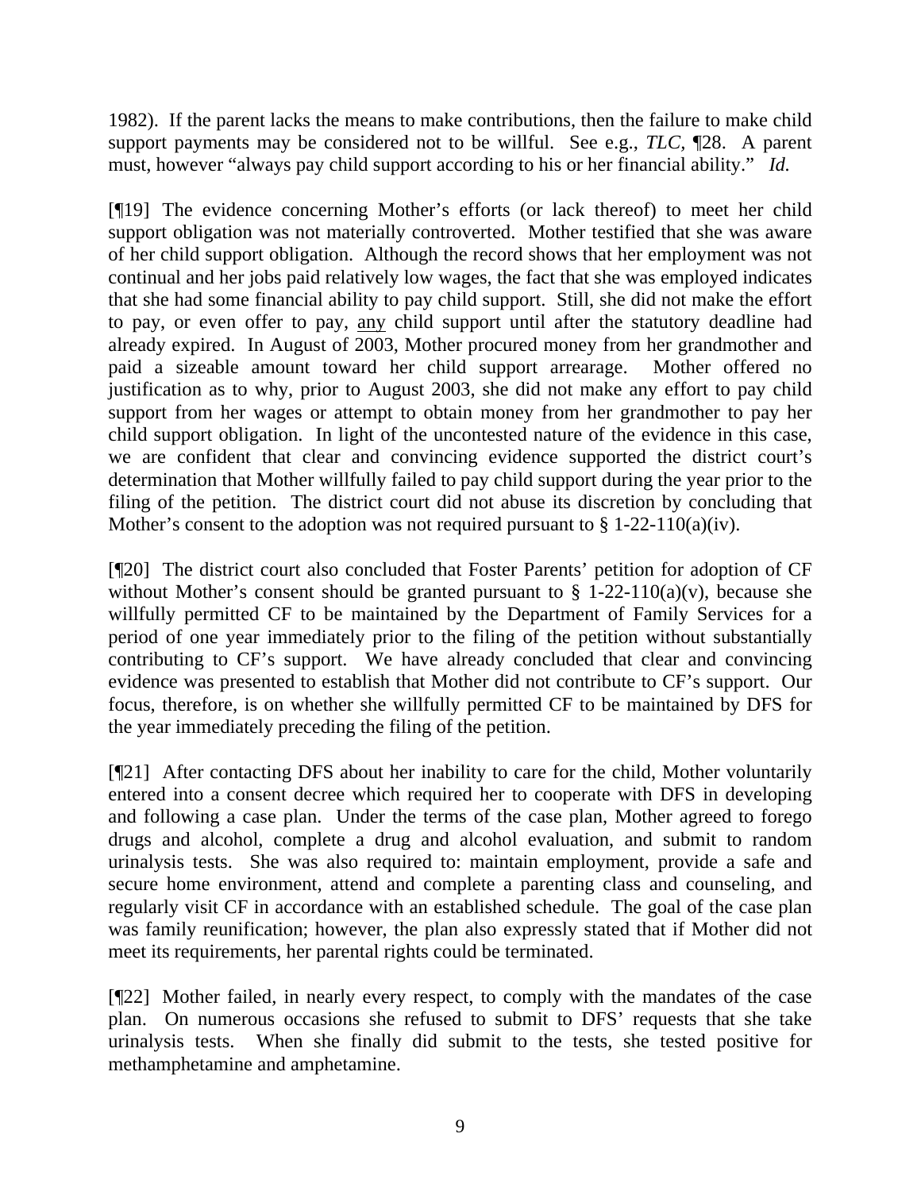1982). If the parent lacks the means to make contributions, then the failure to make child support payments may be considered not to be willful. See e.g., *TLC*, ¶28. A parent must, however "always pay child support according to his or her financial ability." *Id.*

[¶19] The evidence concerning Mother's efforts (or lack thereof) to meet her child support obligation was not materially controverted. Mother testified that she was aware of her child support obligation. Although the record shows that her employment was not continual and her jobs paid relatively low wages, the fact that she was employed indicates that she had some financial ability to pay child support. Still, she did not make the effort to pay, or even offer to pay, <u>any</u> child support until after the statutory deadline had already expired. In August of 2003, Mother procured money from her grandmother and paid a sizeable amount toward her child support arrearage. Mother offered no justification as to why, prior to August 2003, she did not make any effort to pay child support from her wages or attempt to obtain money from her grandmother to pay her child support obligation. In light of the uncontested nature of the evidence in this case, we are confident that clear and convincing evidence supported the district court's determination that Mother willfully failed to pay child support during the year prior to the filing of the petition. The district court did not abuse its discretion by concluding that Mother's consent to the adoption was not required pursuant to § 1-22-110(a)(iv).

[¶20] The district court also concluded that Foster Parents' petition for adoption of CF without Mother's consent should be granted pursuant to § 1-22-110(a)(v), because she willfully permitted CF to be maintained by the Department of Family Services for a period of one year immediately prior to the filing of the petition without substantially contributing to CF's support. We have already concluded that clear and convincing evidence was presented to establish that Mother did not contribute to CF's support. Our focus, therefore, is on whether she willfully permitted CF to be maintained by DFS for the year immediately preceding the filing of the petition.

[¶21] After contacting DFS about her inability to care for the child, Mother voluntarily entered into a consent decree which required her to cooperate with DFS in developing and following a case plan. Under the terms of the case plan, Mother agreed to forego drugs and alcohol, complete a drug and alcohol evaluation, and submit to random urinalysis tests. She was also required to: maintain employment, provide a safe and secure home environment, attend and complete a parenting class and counseling, and regularly visit CF in accordance with an established schedule. The goal of the case plan was family reunification; however, the plan also expressly stated that if Mother did not meet its requirements, her parental rights could be terminated.

[¶22] Mother failed, in nearly every respect, to comply with the mandates of the case plan. On numerous occasions she refused to submit to DFS' requests that she take urinalysis tests. When she finally did submit to the tests, she tested positive for methamphetamine and amphetamine.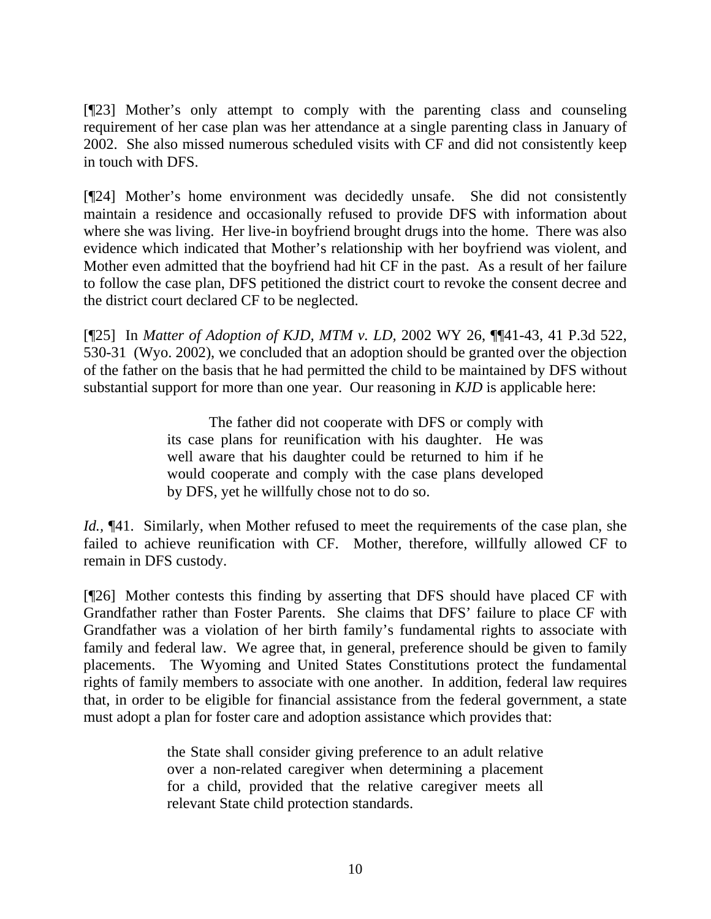[¶23] Mother's only attempt to comply with the parenting class and counseling requirement of her case plan was her attendance at a single parenting class in January of 2002. She also missed numerous scheduled visits with CF and did not consistently keep in touch with DFS.

[¶24] Mother's home environment was decidedly unsafe. She did not consistently maintain a residence and occasionally refused to provide DFS with information about where she was living. Her live-in boyfriend brought drugs into the home. There was also evidence which indicated that Mother's relationship with her boyfriend was violent, and Mother even admitted that the boyfriend had hit CF in the past. As a result of her failure to follow the case plan, DFS petitioned the district court to revoke the consent decree and the district court declared CF to be neglected.

[¶25] In *Matter of Adoption of KJD, MTM v. LD,* 2002 WY 26, ¶¶41-43, 41 P.3d 522, 530-31 (Wyo. 2002), we concluded that an adoption should be granted over the objection of the father on the basis that he had permitted the child to be maintained by DFS without substantial support for more than one year. Our reasoning in *KJD* is applicable here:

> The father did not cooperate with DFS or comply with its case plans for reunification with his daughter. He was well aware that his daughter could be returned to him if he would cooperate and comply with the case plans developed by DFS, yet he willfully chose not to do so.

*Id.*, ¶41. Similarly, when Mother refused to meet the requirements of the case plan, she failed to achieve reunification with CF. Mother, therefore, willfully allowed CF to remain in DFS custody.

[¶26] Mother contests this finding by asserting that DFS should have placed CF with Grandfather rather than Foster Parents. She claims that DFS' failure to place CF with Grandfather was a violation of her birth family's fundamental rights to associate with family and federal law. We agree that, in general, preference should be given to family placements. The Wyoming and United States Constitutions protect the fundamental rights of family members to associate with one another. In addition, federal law requires that, in order to be eligible for financial assistance from the federal government, a state must adopt a plan for foster care and adoption assistance which provides that:

> the State shall consider giving preference to an adult relative over a non-related caregiver when determining a placement for a child, provided that the relative caregiver meets all relevant State child protection standards.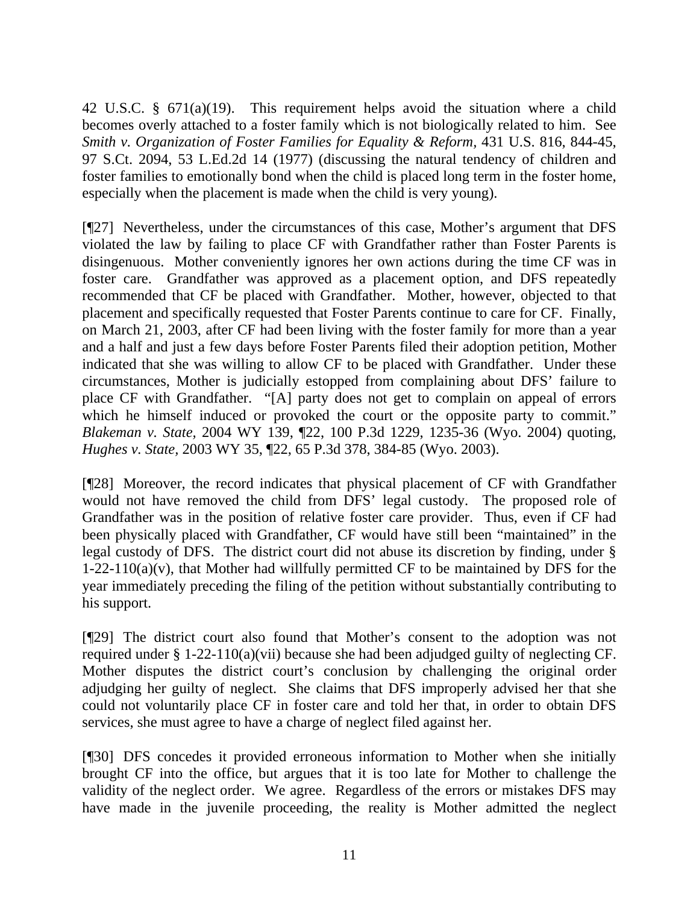42 U.S.C. § 671(a)(19). This requirement helps avoid the situation where a child becomes overly attached to a foster family which is not biologically related to him. See *Smith v. Organization of Foster Families for Equality & Reform,* 431 U.S. 816, 844-45, 97 S.Ct. 2094, 53 L.Ed.2d 14 (1977) (discussing the natural tendency of children and foster families to emotionally bond when the child is placed long term in the foster home, especially when the placement is made when the child is very young).

[¶27] Nevertheless, under the circumstances of this case, Mother's argument that DFS violated the law by failing to place CF with Grandfather rather than Foster Parents is disingenuous. Mother conveniently ignores her own actions during the time CF was in foster care. Grandfather was approved as a placement option, and DFS repeatedly recommended that CF be placed with Grandfather. Mother, however, objected to that placement and specifically requested that Foster Parents continue to care for CF. Finally, on March 21, 2003, after CF had been living with the foster family for more than a year and a half and just a few days before Foster Parents filed their adoption petition, Mother indicated that she was willing to allow CF to be placed with Grandfather. Under these circumstances, Mother is judicially estopped from complaining about DFS' failure to place CF with Grandfather. "[A] party does not get to complain on appeal of errors which he himself induced or provoked the court or the opposite party to commit." *Blakeman v. State,* 2004 WY 139, ¶22, 100 P.3d 1229, 1235-36 (Wyo. 2004) quoting, *Hughes v. State,* 2003 WY 35, ¶22, 65 P.3d 378, 384-85 (Wyo. 2003).

[¶28] Moreover, the record indicates that physical placement of CF with Grandfather would not have removed the child from DFS' legal custody. The proposed role of Grandfather was in the position of relative foster care provider. Thus, even if CF had been physically placed with Grandfather, CF would have still been "maintained" in the legal custody of DFS. The district court did not abuse its discretion by finding, under § 1-22-110(a)(v), that Mother had willfully permitted CF to be maintained by DFS for the year immediately preceding the filing of the petition without substantially contributing to his support.

[¶29] The district court also found that Mother's consent to the adoption was not required under § 1-22-110(a)(vii) because she had been adjudged guilty of neglecting CF. Mother disputes the district court's conclusion by challenging the original order adjudging her guilty of neglect. She claims that DFS improperly advised her that she could not voluntarily place CF in foster care and told her that, in order to obtain DFS services, she must agree to have a charge of neglect filed against her.

[¶30] DFS concedes it provided erroneous information to Mother when she initially brought CF into the office, but argues that it is too late for Mother to challenge the validity of the neglect order. We agree. Regardless of the errors or mistakes DFS may have made in the juvenile proceeding, the reality is Mother admitted the neglect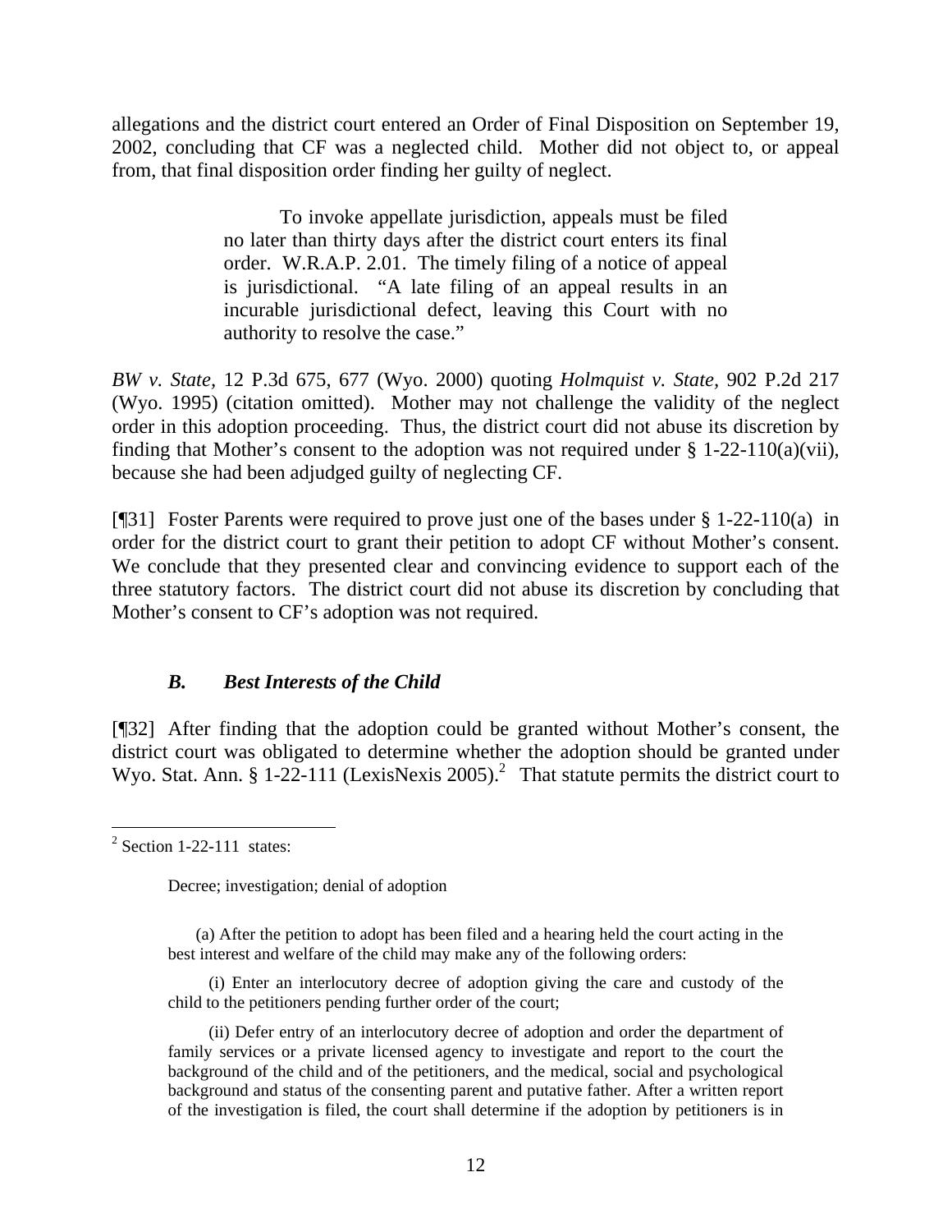allegations and the district court entered an Order of Final Disposition on September 19, 2002, concluding that CF was a neglected child. Mother did not object to, or appeal from, that final disposition order finding her guilty of neglect.

> To invoke appellate jurisdiction, appeals must be filed no later than thirty days after the district court enters its final order. W.R.A.P. 2.01. The timely filing of a notice of appeal is jurisdictional. "A late filing of an appeal results in an incurable jurisdictional defect, leaving this Court with no authority to resolve the case."

*BW v. State*, 12 P.3d 675, 677 (Wyo. 2000) quoting *Holmquist v. State*, 902 P.2d 217 (Wyo. 1995) (citation omitted). Mother may not challenge the validity of the neglect order in this adoption proceeding. Thus, the district court did not abuse its discretion by finding that Mother's consent to the adoption was not required under § 1-22-110(a)(vii), because she had been adjudged guilty of neglecting CF.

[¶31] Foster Parents were required to prove just one of the bases under § 1-22-110(a) in order for the district court to grant their petition to adopt CF without Mother's consent. We conclude that they presented clear and convincing evidence to support each of the three statutory factors. The district court did not abuse its discretion by concluding that Mother's consent to CF's adoption was not required.

### *B. Best Interests of the Child*

[¶32] After finding that the adoption could be granted without Mother's consent, the district court was obligated to determine whether the adoption should be granted under Wyo. Stat. Ann. § 1-22-111 (LexisNexis 2005).[2] That statute permits the district court to

---

[2] Section 1-22-111 states:

Decree; investigation; denial of adoption

(a) After the petition to adopt has been filed and a hearing held the court acting in the best interest and welfare of the child may make any of the following orders:

(i) Enter an interlocutory decree of adoption giving the care and custody of the child to the petitioners pending further order of the court;

(ii) Defer entry of an interlocutory decree of adoption and order the department of family services or a private licensed agency to investigate and report to the court the background of the child and of the petitioners, and the medical, social and psychological background and status of the consenting parent and putative father. After a written report of the investigation is filed, the court shall determine if the adoption by petitioners is in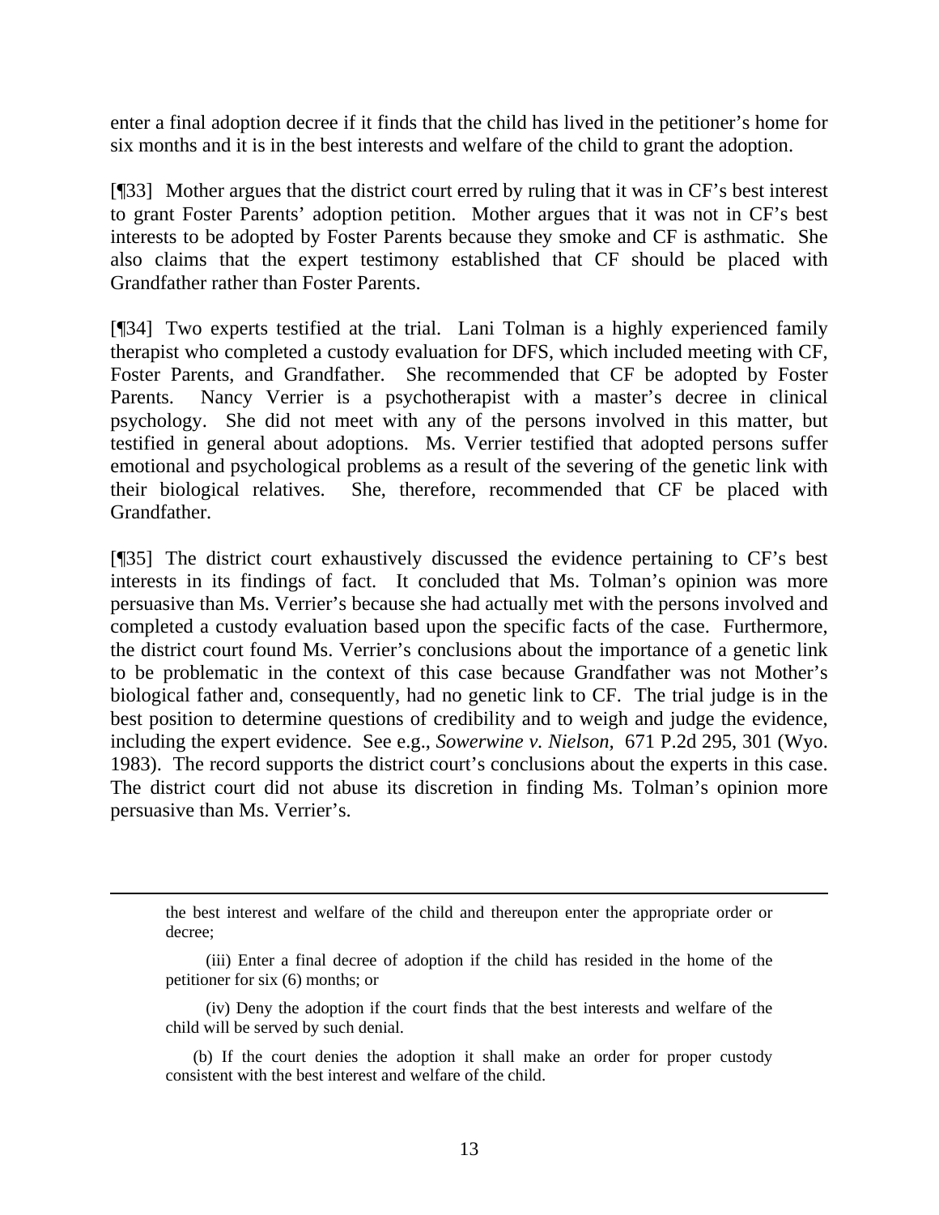enter a final adoption decree if it finds that the child has lived in the petitioner's home for six months and it is in the best interests and welfare of the child to grant the adoption.

[¶33] Mother argues that the district court erred by ruling that it was in CF's best interest to grant Foster Parents' adoption petition. Mother argues that it was not in CF's best interests to be adopted by Foster Parents because they smoke and CF is asthmatic. She also claims that the expert testimony established that CF should be placed with Grandfather rather than Foster Parents.

[¶34] Two experts testified at the trial. Lani Tolman is a highly experienced family therapist who completed a custody evaluation for DFS, which included meeting with CF, Foster Parents, and Grandfather. She recommended that CF be adopted by Foster Parents. Nancy Verrier is a psychotherapist with a master's decree in clinical psychology. She did not meet with any of the persons involved in this matter, but testified in general about adoptions. Ms. Verrier testified that adopted persons suffer emotional and psychological problems as a result of the severing of the genetic link with their biological relatives. She, therefore, recommended that CF be placed with Grandfather.

[¶35] The district court exhaustively discussed the evidence pertaining to CF's best interests in its findings of fact. It concluded that Ms. Tolman's opinion was more persuasive than Ms. Verrier's because she had actually met with the persons involved and completed a custody evaluation based upon the specific facts of the case. Furthermore, the district court found Ms. Verrier's conclusions about the importance of a genetic link to be problematic in the context of this case because Grandfather was not Mother's biological father and, consequently, had no genetic link to CF. The trial judge is in the best position to determine questions of credibility and to weigh and judge the evidence, including the expert evidence. See e.g., *Sowerwine v. Nielson*, 671 P.2d 295, 301 (Wyo. 1983). The record supports the district court's conclusions about the experts in this case. The district court did not abuse its discretion in finding Ms. Tolman's opinion more persuasive than Ms. Verrier's.

---

the best interest and welfare of the child and thereupon enter the appropriate order or decree;

(iii) Enter a final decree of adoption if the child has resided in the home of the petitioner for six (6) months; or

(iv) Deny the adoption if the court finds that the best interests and welfare of the child will be served by such denial.

(b) If the court denies the adoption it shall make an order for proper custody consistent with the best interest and welfare of the child.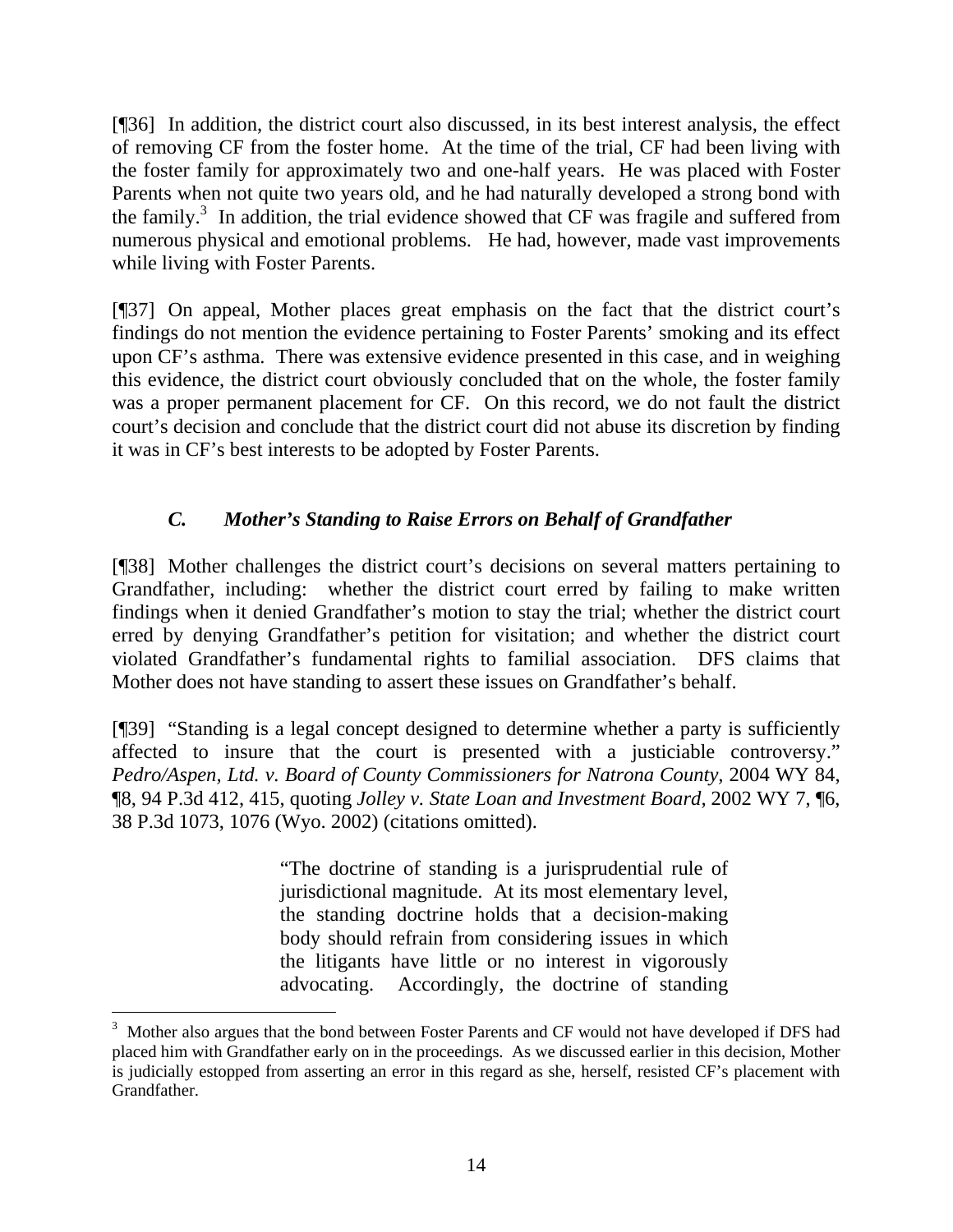[¶36] In addition, the district court also discussed, in its best interest analysis, the effect of removing CF from the foster home. At the time of the trial, CF had been living with the foster family for approximately two and one-half years. He was placed with Foster Parents when not quite two years old, and he had naturally developed a strong bond with the family.[3] In addition, the trial evidence showed that CF was fragile and suffered from numerous physical and emotional problems. He had, however, made vast improvements while living with Foster Parents.

[¶37] On appeal, Mother places great emphasis on the fact that the district court's findings do not mention the evidence pertaining to Foster Parents' smoking and its effect upon CF's asthma. There was extensive evidence presented in this case, and in weighing this evidence, the district court obviously concluded that on the whole, the foster family was a proper permanent placement for CF. On this record, we do not fault the district court's decision and conclude that the district court did not abuse its discretion by finding it was in CF's best interests to be adopted by Foster Parents.

### *C. Mother's Standing to Raise Errors on Behalf of Grandfather*

[¶38] Mother challenges the district court's decisions on several matters pertaining to Grandfather, including: whether the district court erred by failing to make written findings when it denied Grandfather's motion to stay the trial; whether the district court erred by denying Grandfather's petition for visitation; and whether the district court violated Grandfather's fundamental rights to familial association. DFS claims that Mother does not have standing to assert these issues on Grandfather's behalf.

[¶39] "Standing is a legal concept designed to determine whether a party is sufficiently affected to insure that the court is presented with a justiciable controversy." *Pedro/Aspen, Ltd. v. Board of County Commissioners for Natrona County*, 2004 WY 84, ¶8, 94 P.3d 412, 415, quoting *Jolley v. State Loan and Investment Board,* 2002 WY 7, ¶6, 38 P.3d 1073, 1076 (Wyo. 2002) (citations omitted).

> "The doctrine of standing is a jurisprudential rule of jurisdictional magnitude. At its most elementary level, the standing doctrine holds that a decision-making body should refrain from considering issues in which the litigants have little or no interest in vigorously advocating. Accordingly, the doctrine of standing

[3] Mother also argues that the bond between Foster Parents and CF would not have developed if DFS had placed him with Grandfather early on in the proceedings. As we discussed earlier in this decision, Mother is judicially estopped from asserting an error in this regard as she, herself, resisted CF's placement with Grandfather.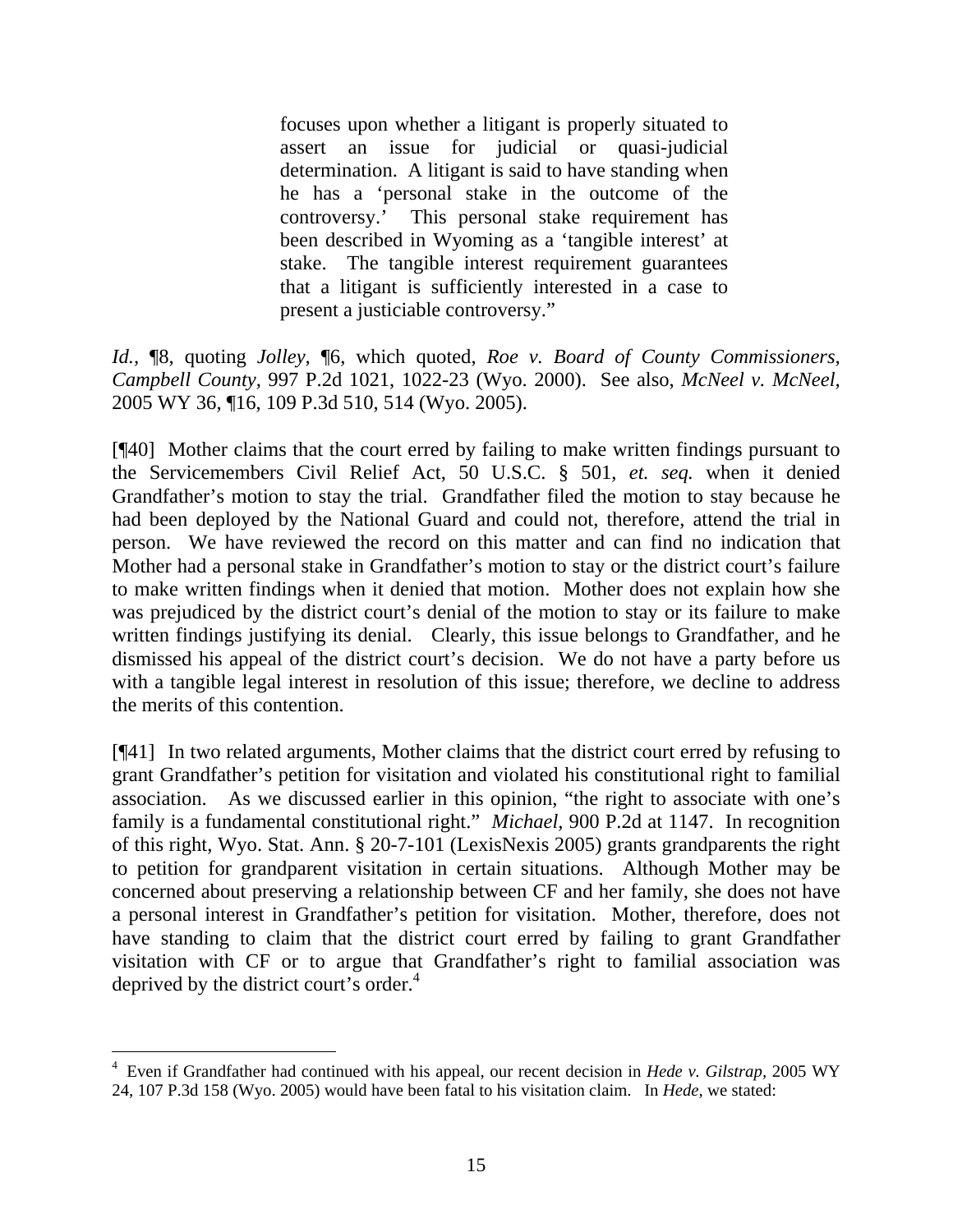> focuses upon whether a litigant is properly situated to assert an issue for judicial or quasi-judicial determination. A litigant is said to have standing when he has a 'personal stake in the outcome of the controversy.' This personal stake requirement has been described in Wyoming as a 'tangible interest' at stake. The tangible interest requirement guarantees that a litigant is sufficiently interested in a case to present a justiciable controversy."

*Id.*, ¶8, quoting *Jolley,* ¶6, which quoted, *Roe v. Board of County Commissioners, Campbell County,* 997 P.2d 1021, 1022-23 (Wyo. 2000). See also, *McNeel v. McNeel,* 2005 WY 36, ¶16, 109 P.3d 510, 514 (Wyo. 2005).

[¶40] Mother claims that the court erred by failing to make written findings pursuant to the Servicemembers Civil Relief Act, 50 U.S.C. § 501, *et. seq.* when it denied Grandfather's motion to stay the trial. Grandfather filed the motion to stay because he had been deployed by the National Guard and could not, therefore, attend the trial in person. We have reviewed the record on this matter and can find no indication that Mother had a personal stake in Grandfather's motion to stay or the district court's failure to make written findings when it denied that motion. Mother does not explain how she was prejudiced by the district court's denial of the motion to stay or its failure to make written findings justifying its denial. Clearly, this issue belongs to Grandfather, and he dismissed his appeal of the district court's decision. We do not have a party before us with a tangible legal interest in resolution of this issue; therefore, we decline to address the merits of this contention.

[¶41] In two related arguments, Mother claims that the district court erred by refusing to grant Grandfather's petition for visitation and violated his constitutional right to familial association. As we discussed earlier in this opinion, "the right to associate with one's family is a fundamental constitutional right." *Michael,* 900 P.2d at 1147. In recognition of this right, Wyo. Stat. Ann. § 20-7-101 (LexisNexis 2005) grants grandparents the right to petition for grandparent visitation in certain situations. Although Mother may be concerned about preserving a relationship between CF and her family, she does not have a personal interest in Grandfather's petition for visitation. Mother, therefore, does not have standing to claim that the district court erred by failing to grant Grandfather visitation with CF or to argue that Grandfather's right to familial association was deprived by the district court's order.[4]

---

[4] Even if Grandfather had continued with his appeal, our recent decision in *Hede v. Gilstrap,* 2005 WY 24, 107 P.3d 158 (Wyo. 2005) would have been fatal to his visitation claim. In *Hede,* we stated: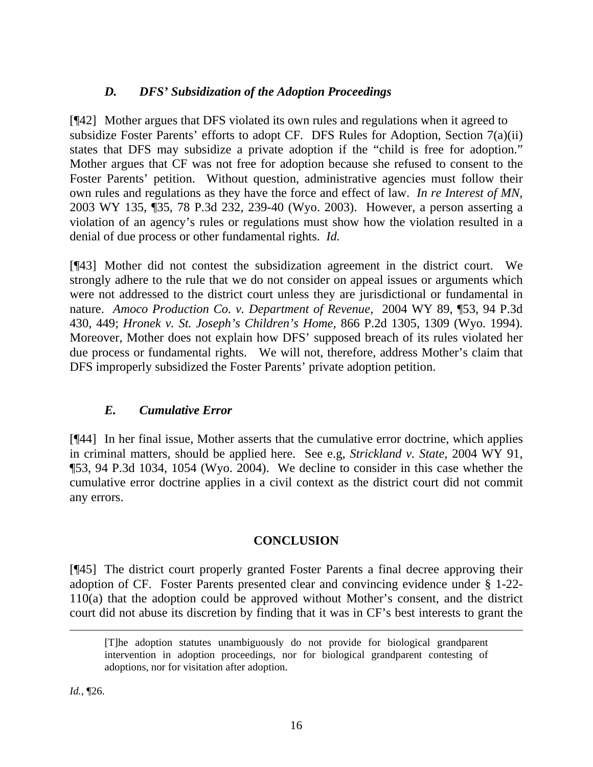### *D. DFS' Subsidization of the Adoption Proceedings*

[¶42] Mother argues that DFS violated its own rules and regulations when it agreed to subsidize Foster Parents' efforts to adopt CF. DFS Rules for Adoption, Section 7(a)(ii) states that DFS may subsidize a private adoption if the "child is free for adoption." Mother argues that CF was not free for adoption because she refused to consent to the Foster Parents' petition. Without question, administrative agencies must follow their own rules and regulations as they have the force and effect of law. *In re Interest of MN*, 2003 WY 135, ¶35, 78 P.3d 232, 239-40 (Wyo. 2003). However, a person asserting a violation of an agency's rules or regulations must show how the violation resulted in a denial of due process or other fundamental rights. *Id.*

[¶43] Mother did not contest the subsidization agreement in the district court. We strongly adhere to the rule that we do not consider on appeal issues or arguments which were not addressed to the district court unless they are jurisdictional or fundamental in nature. *Amoco Production Co. v. Department of Revenue,* 2004 WY 89, ¶53, 94 P.3d 430, 449; *Hronek v. St. Joseph's Children's Home,* 866 P.2d 1305, 1309 (Wyo. 1994). Moreover, Mother does not explain how DFS' supposed breach of its rules violated her due process or fundamental rights. We will not, therefore, address Mother's claim that DFS improperly subsidized the Foster Parents' private adoption petition.

### *E. Cumulative Error*

[¶44] In her final issue, Mother asserts that the cumulative error doctrine, which applies in criminal matters, should be applied here. See e.g, *Strickland v. State,* 2004 WY 91, ¶53, 94 P.3d 1034, 1054 (Wyo. 2004). We decline to consider in this case whether the cumulative error doctrine applies in a civil context as the district court did not commit any errors.

## CONCLUSION

[¶45] The district court properly granted Foster Parents a final decree approving their adoption of CF. Foster Parents presented clear and convincing evidence under § 1-22-110(a) that the adoption could be approved without Mother's consent, and the district court did not abuse its discretion by finding that it was in CF's best interests to grant the

---

> [T]he adoption statutes unambiguously do not provide for biological grandparent intervention in adoption proceedings, nor for biological grandparent contesting of adoptions, nor for visitation after adoption.

*Id.*, ¶26.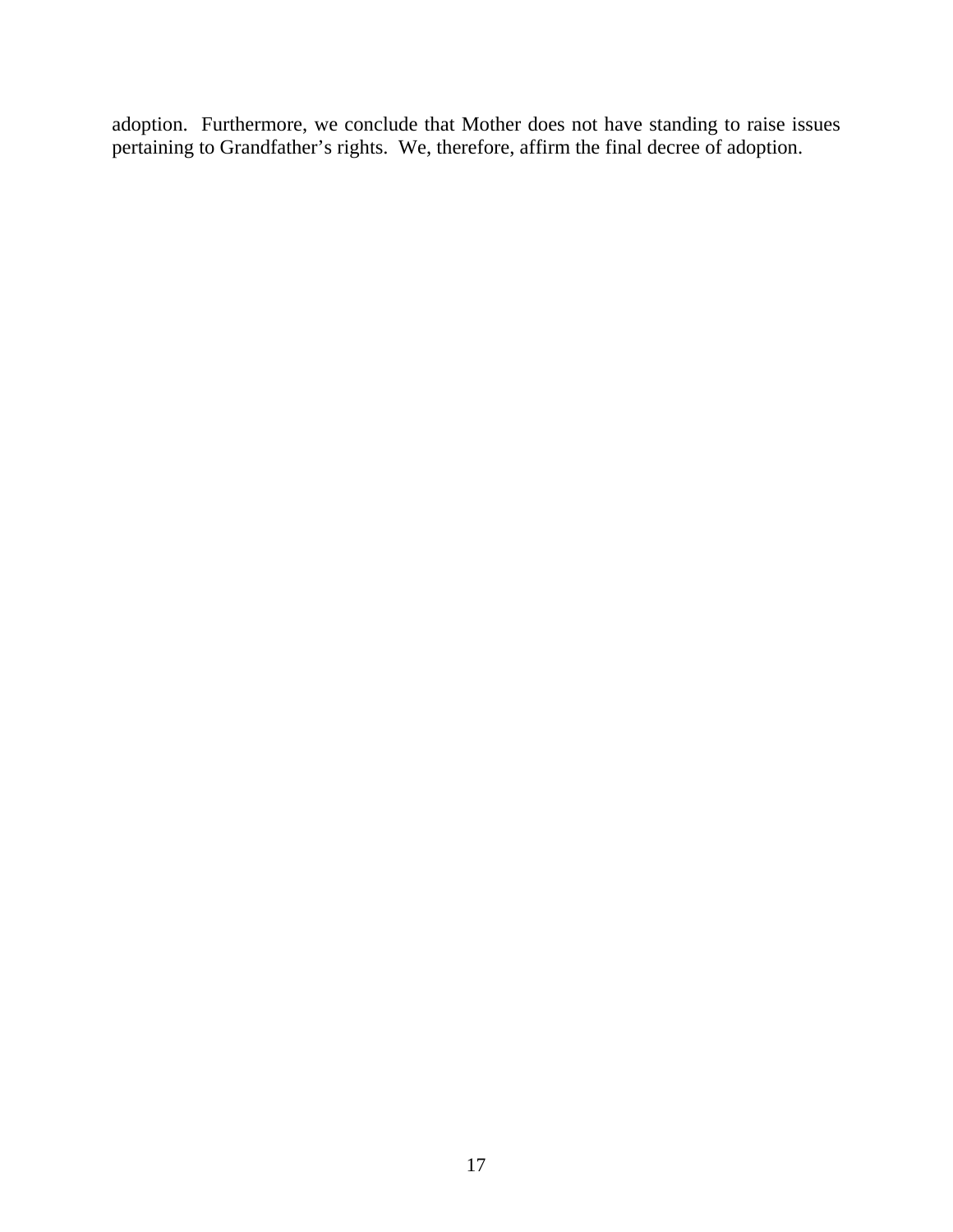adoption. Furthermore, we conclude that Mother does not have standing to raise issues pertaining to Grandfather's rights. We, therefore, affirm the final decree of adoption.